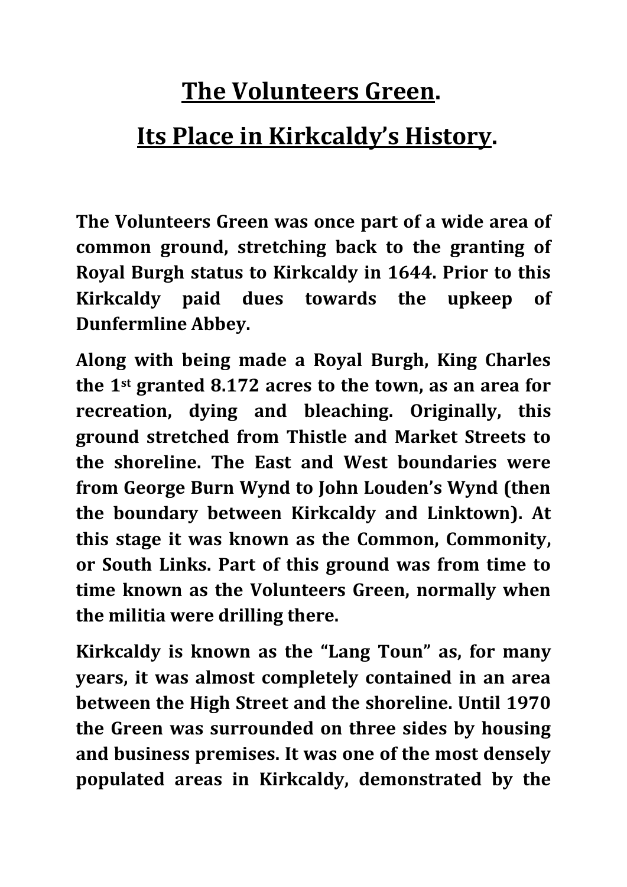# The Volunteers Green.

# Its Place in Kirkcaldy's History.

**The Volunteers Green was once part of a wide area of common ground, stretching back to the granting of Royal Burgh status to Kirkcaldy in 1644. Prior to this Kirkcaldy paid dues towards the upkeep of Dunfermline Abbey.**

**Along with being made a Royal Burgh, King Charles the 1st granted 8.172 acres to the town, as an area for recreation, dying and bleaching. Originally, this ground stretched from Thistle and Market Streets to the shoreline. The East and West boundaries were from George Burn Wynd to John Louden's Wynd (then the boundary between Kirkcaldy and Linktown). At this stage it was known as the Common, Commonity, or South Links. Part of this ground was from time to time known as the Volunteers Green, normally when the militia were drilling there.**

**Kirkcaldy is known as the "Lang Toun" as, for many years, it was almost completely contained in an area between the High Street and the shoreline. Until 1970 the Green was surrounded on three sides by housing and business premises. It was one of the most densely populated areas in Kirkcaldy, demonstrated by the**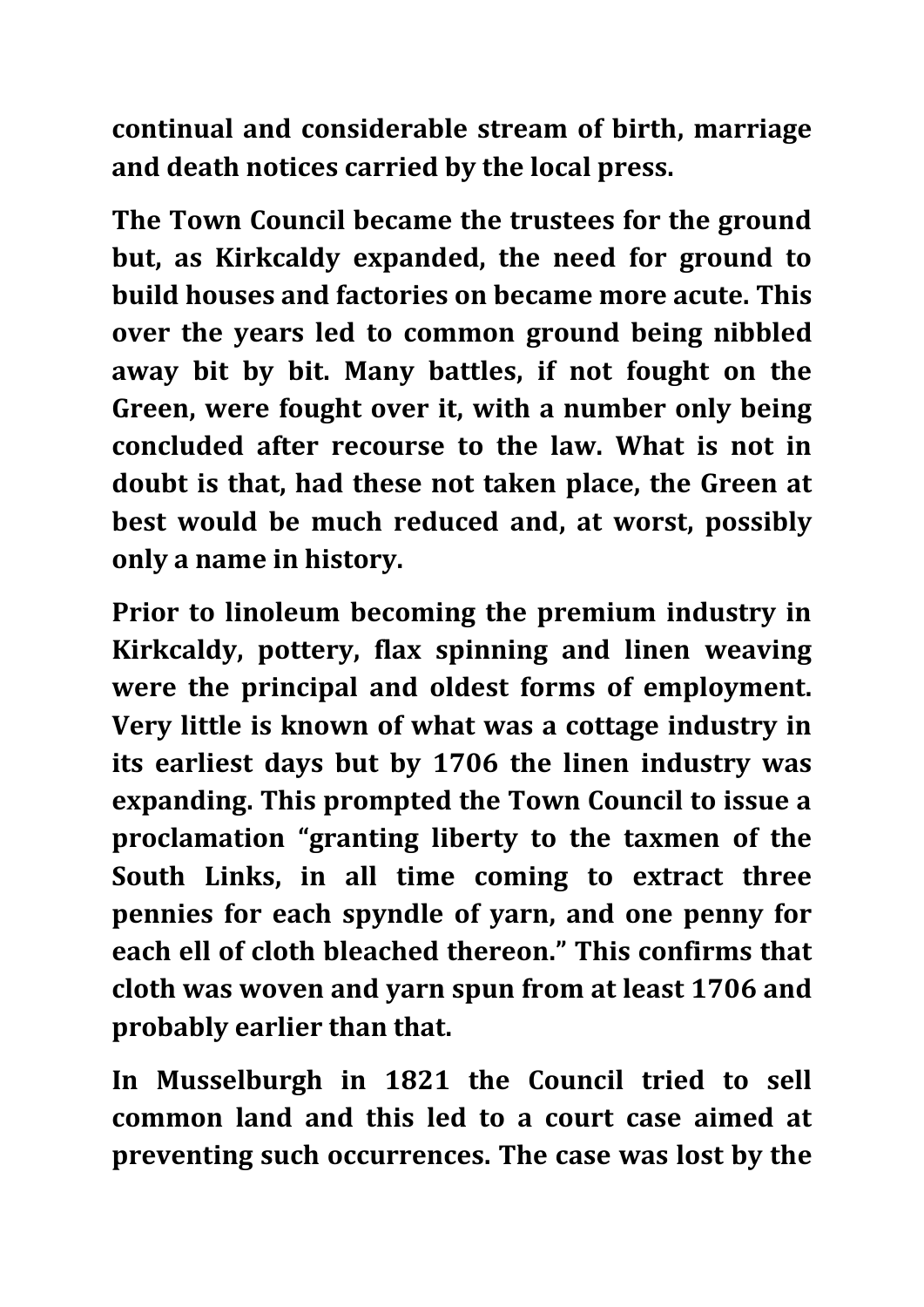continual and considerable stream of birth, marriage and death notices carried by the local press.

The Town Council became the trustees for the ground but, as Kirkcaldy expanded, the need for ground to build houses and factories on became more acute. This over the years led to common ground being nibbled away bit by bit. Many battles, if not fought on the Green, were fought over it, with a number only being concluded after recourse to the law. What is not in doubt is that, had these not taken place, the Green at best would be much reduced and, at worst, possibly only a name in history.

Prior to linoleum becoming the premium industry in Kirkcaldy, pottery, flax spinning and linen weaving were the principal and oldest forms of employment. Very little is known of what was a cottage industry in its earliest days but by 1706 the linen industry was expanding. This prompted the Town Council to issue a proclamation "granting liberty to the taxmen of the South Links, in all time coming to extract three pennies for each spyndle of yarn, and one penny for each ell of cloth bleached thereon." This confirms that cloth was woven and yarn spun from at least 1706 and probably earlier than that.

In Musselburgh in 1821 the Council tried to sell common land and this led to a court case aimed at preventing such occurrences. The case was lost by the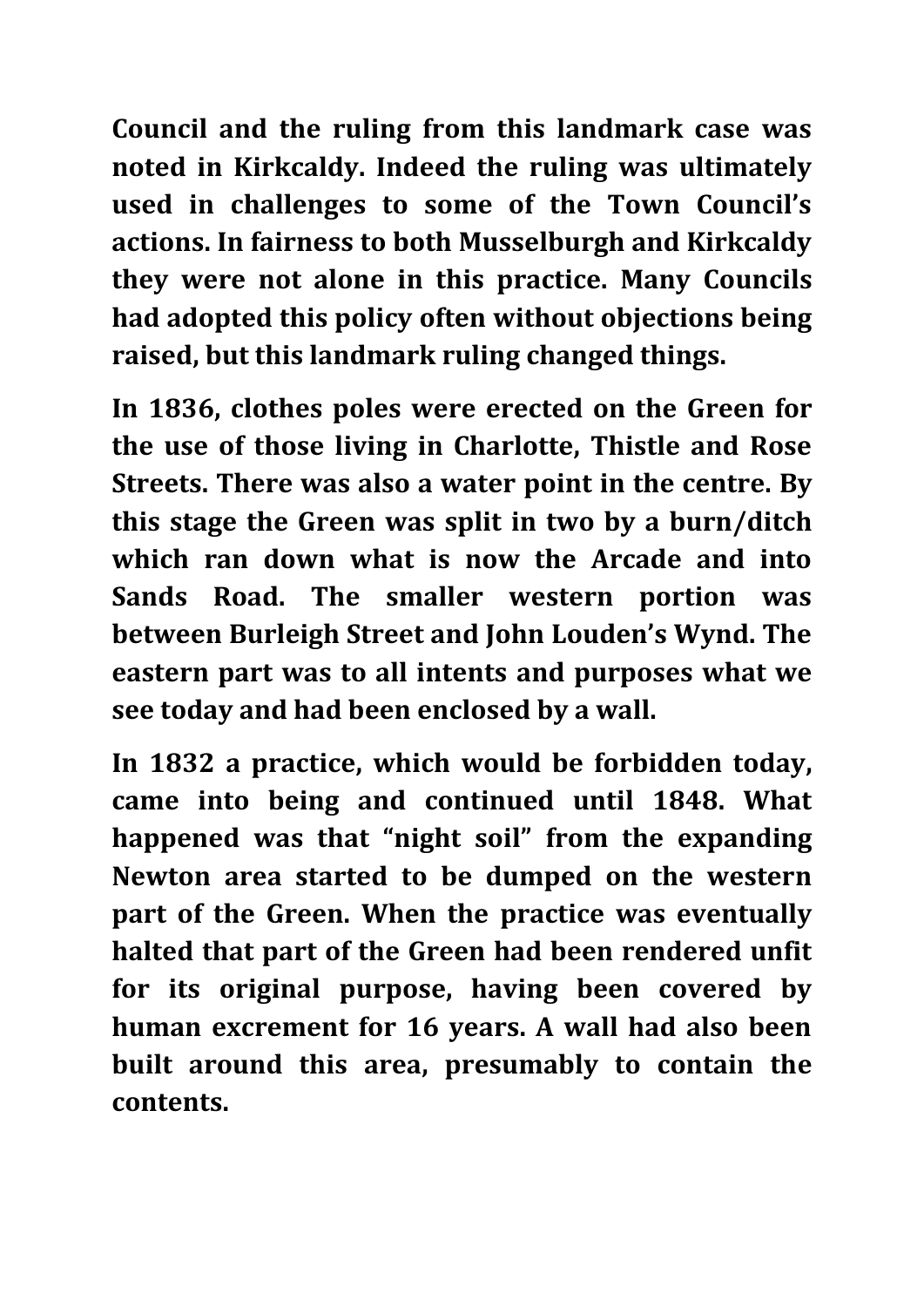**Council and the ruling from this landmark case was noted in Kirkcaldy. Indeed the ruling was ultimately used in challenges to some of the Town Council's actions. In fairness to both Musselburgh and Kirkcaldy they were not alone in this practice. Many Councils had adopted this policy often without objections being raised, but this landmark ruling changed things.**

**In 1836, clothes poles were erected on the Green for the use of those living in Charlotte, Thistle and Rose Streets. There was also a water point in the centre. By this stage the Green was split in two by a burn/ditch which ran down what is now the Arcade and into Sands Road. The smaller western portion was between Burleigh Street and John Louden's Wynd. The eastern part was to all intents and purposes what we see today and had been enclosed by a wall.**

**In 1832 a practice, which would be forbidden today, came into being and continued until 1848. What happened was that "night soil" from the expanding Newton area started to be dumped on the western part of the Green. When the practice was eventually halted that part of the Green had been rendered unfit for its original purpose, having been covered by human excrement for 16 years. A wall had also been built around this area, presumably to contain the contents.**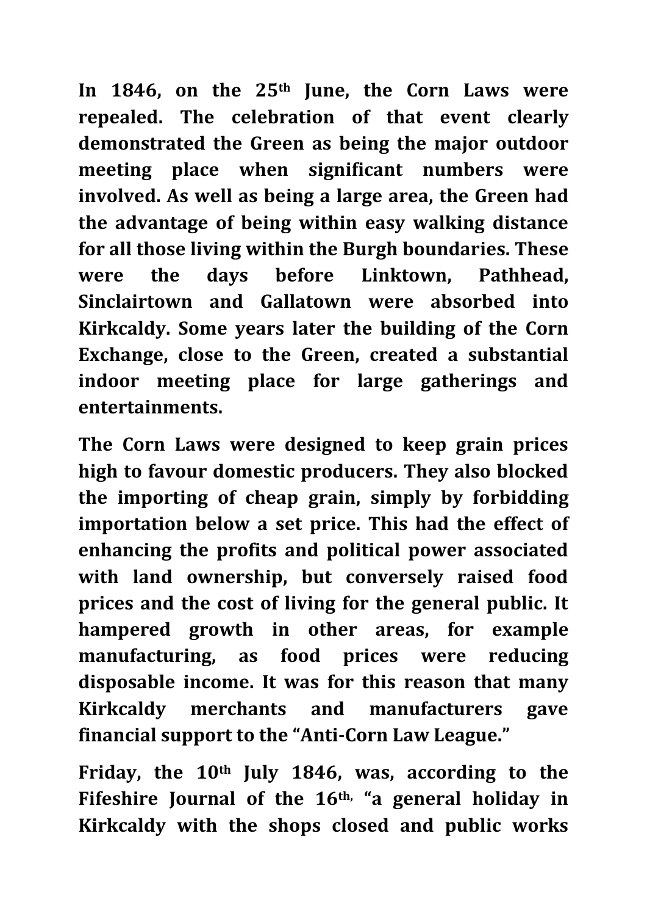**In 1846, on the 25th June, the Corn Laws were repealed. The celebration of that event clearly demonstrated the Green as being the major outdoor meeting place when significant numbers were involved. As well as being a large area, the Green had the advantage of being within easy walking distance for all those living within the Burgh boundaries. These were the days before Linktown, Pathhead, Sinclairtown and Gallatown were absorbed into Kirkcaldy. Some years later the building of the Corn Exchange, close to the Green, created a substantial indoor meeting place for large gatherings and entertainments.**

**The Corn Laws were designed to keep grain prices high to favour domestic producers. They also blocked the importing of cheap grain, simply by forbidding importation below a set price. This had the effect of enhancing the profits and political power associated with land ownership, but conversely raised food prices and the cost of living for the general public. It hampered growth in other areas, for example manufacturing, as food prices were reducing disposable income. It was for this reason that many Kirkcaldy merchants and manufacturers gave financial support to the "Anti-Corn Law League."**

**Friday, the 10th July 1846, was, according to the Fifeshire Journal of the 16th, "a general holiday in Kirkcaldy with the shops closed and public works**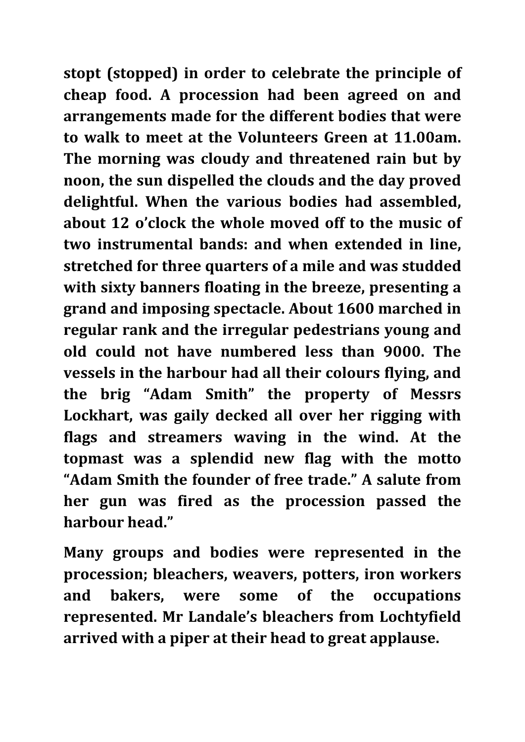**stopt (stopped) in order to celebrate the principle of cheap food. A procession had been agreed on and arrangements made for the different bodies that were to walk to meet at the Volunteers Green at 11.00am. The morning was cloudy and threatened rain but by noon, the sun dispelled the clouds and the day proved delightful. When the various bodies had assembled, about 12 o'clock the whole moved off to the music of two instrumental bands: and when extended in line, stretched for three quarters of a mile and was studded with sixty banners floating in the breeze, presenting a grand and imposing spectacle. About 1600 marched in regular rank and the irregular pedestrians young and old could not have numbered less than 9000. The vessels in the harbour had all their colours flying, and the brig "Adam Smith" the property of Messrs Lockhart, was gaily decked all over her rigging with flags and streamers waving in the wind. At the topmast was a splendid new flag with the motto "Adam Smith the founder of free trade." A salute from her gun was fired as the procession passed the harbour head."**

**Many groups and bodies were represented in the procession; bleachers, weavers, potters, iron workers and bakers, were some of the occupations represented. Mr Landale's bleachers from Lochtyfield arrived with a piper at their head to great applause.**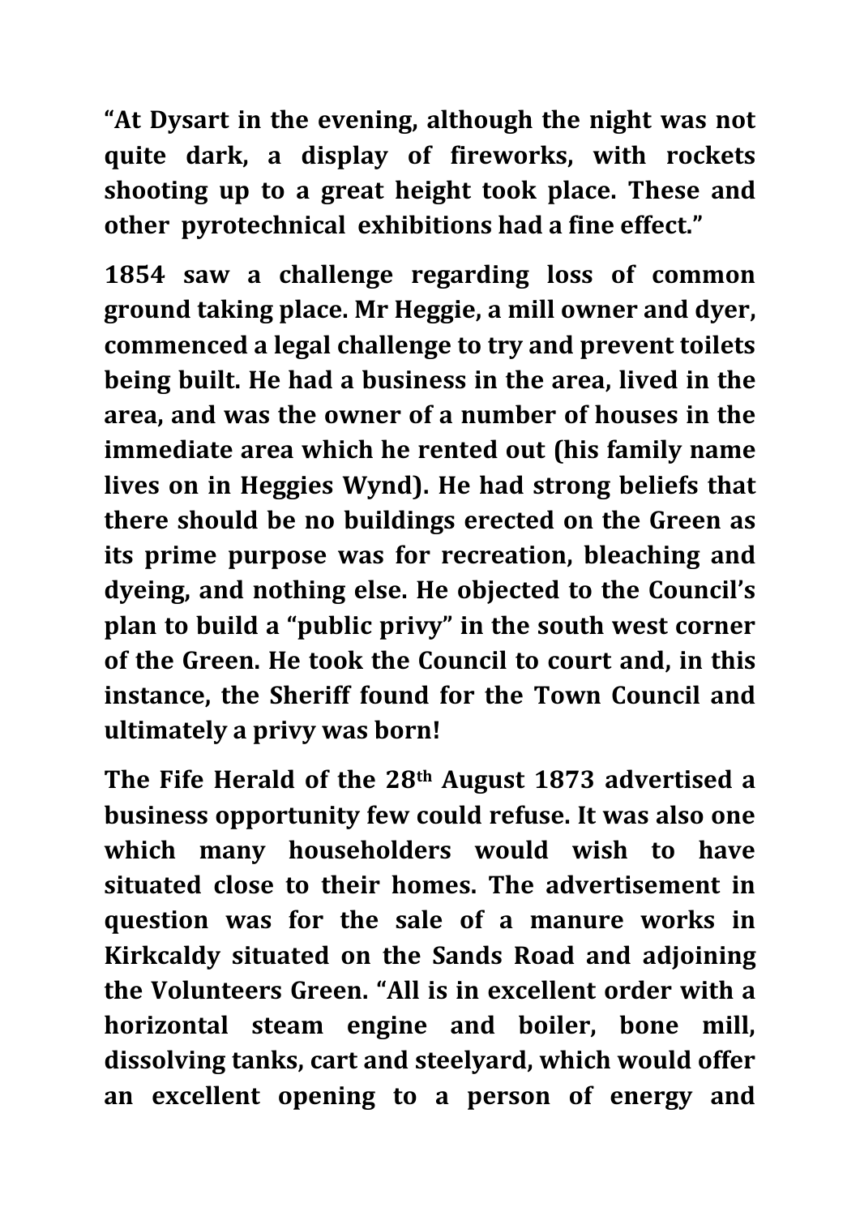**"At Dysart in the evening, although the night was not quite dark, a display of fireworks, with rockets shooting up to a great height took place. These and other pyrotechnical exhibitions had a fine effect."**

**1854 saw a challenge regarding loss of common ground taking place. Mr Heggie, a mill owner and dyer, commenced a legal challenge to try and prevent toilets being built. He had a business in the area, lived in the area, and was the owner of a number of houses in the immediate area which he rented out (his family name lives on in Heggies Wynd). He had strong beliefs that there should be no buildings erected on the Green as its prime purpose was for recreation, bleaching and dyeing, and nothing else. He objected to the Council's plan to build a "public privy" in the south west corner of the Green. He took the Council to court and, in this instance, the Sheriff found for the Town Council and ultimately a privy was born!**

**The Fife Herald of the 28th August 1873 advertised a business opportunity few could refuse. It was also one which many householders would wish to have situated close to their homes. The advertisement in question was for the sale of a manure works in Kirkcaldy situated on the Sands Road and adjoining the Volunteers Green. "All is in excellent order with a horizontal steam engine and boiler, bone mill, dissolving tanks, cart and steelyard, which would offer an excellent opening to a person of energy and**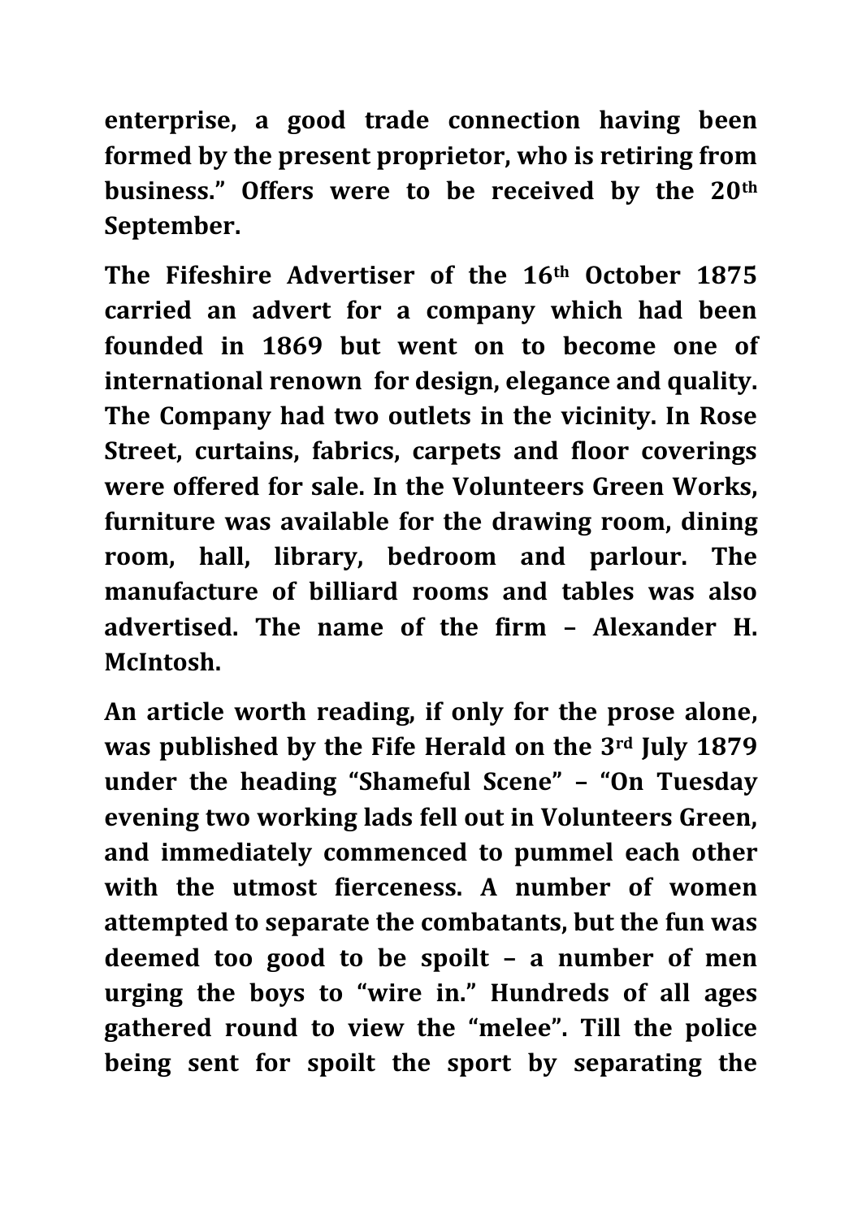**enterprise, a good trade connection having been formed by the present proprietor, who is retiring from business." Offers were to be received by the 20th September.**

**The Fifeshire Advertiser of the 16th October 1875 carried an advert for a company which had been founded in 1869 but went on to become one of international renown for design, elegance and quality. The Company had two outlets in the vicinity. In Rose Street, curtains, fabrics, carpets and floor coverings were offered for sale. In the Volunteers Green Works, furniture was available for the drawing room, dining room, hall, library, bedroom and parlour. The manufacture of billiard rooms and tables was also advertised. The name of the firm – Alexander H. McIntosh.**

**An article worth reading, if only for the prose alone, was published by the Fife Herald on the 3rd July 1879 under the heading "Shameful Scene" – "On Tuesday evening two working lads fell out in Volunteers Green, and immediately commenced to pummel each other with the utmost fierceness. A number of women attempted to separate the combatants, but the fun was deemed too good to be spoilt – a number of men urging the boys to "wire in." Hundreds of all ages gathered round to view the "melee". Till the police being sent for spoilt the sport by separating the**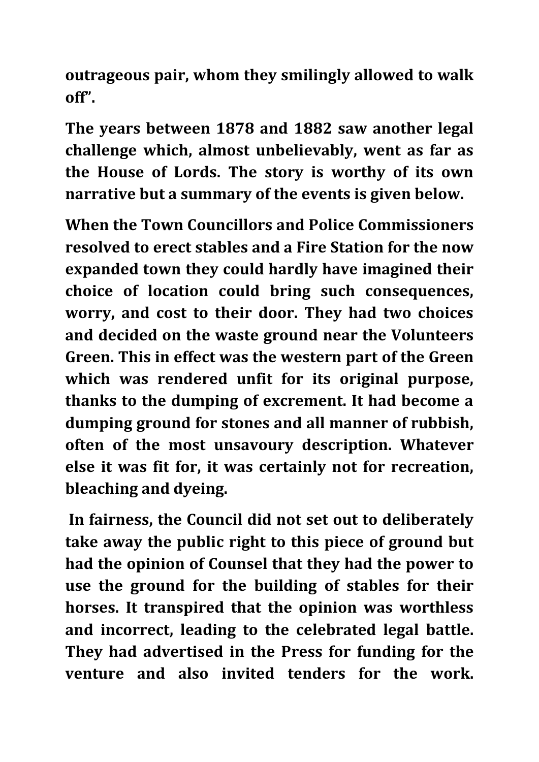**outrageous pair, whom they smilingly allowed to walk off".**

**The years between 1878 and 1882 saw another legal challenge which, almost unbelievably, went as far as the House of Lords. The story is worthy of its own narrative but a summary of the events is given below.**

**When the Town Councillors and Police Commissioners resolved to erect stables and a Fire Station for the now expanded town they could hardly have imagined their choice of location could bring such consequences, worry, and cost to their door. They had two choices and decided on the waste ground near the Volunteers Green. This in effect was the western part of the Green which was rendered unfit for its original purpose, thanks to the dumping of excrement. It had become a dumping ground for stones and all manner of rubbish, often of the most unsavoury description. Whatever else it was fit for, it was certainly not for recreation, bleaching and dyeing.**

**In fairness, the Council did not set out to deliberately take away the public right to this piece of ground but had the opinion of Counsel that they had the power to use the ground for the building of stables for their horses. It transpired that the opinion was worthless and incorrect, leading to the celebrated legal battle. They had advertised in the Press for funding for the venture and also invited tenders for the work.**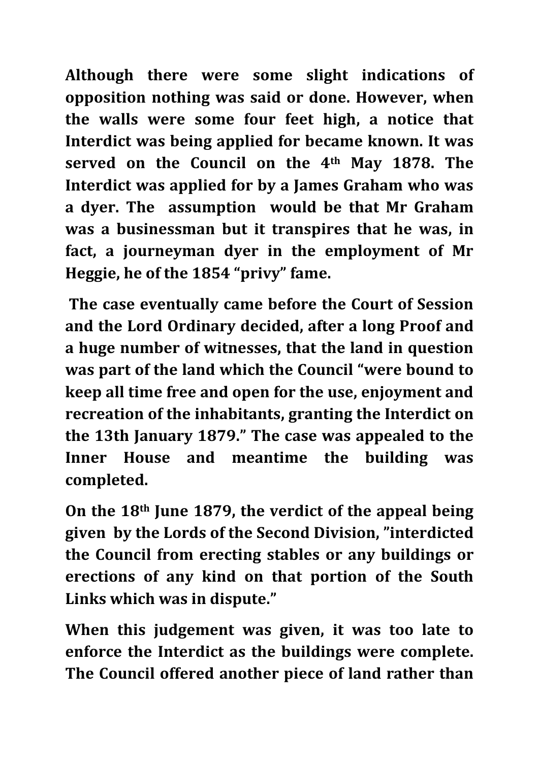**Although there were some slight indications of opposition nothing was said or done. However, when the walls were some four feet high, a notice that Interdict was being applied for became known. It was served on the Council on the 4th May 1878. The Interdict was applied for by a James Graham who was a dyer. The assumption would be that Mr Graham was a businessman but it transpires that he was, in fact, a journeyman dyer in the employment of Mr Heggie, he of the 1854 "privy" fame.**

**The case eventually came before the Court of Session and the Lord Ordinary decided, after a long Proof and a huge number of witnesses, that the land in question was part of the land which the Council "were bound to keep all time free and open for the use, enjoyment and recreation of the inhabitants, granting the Interdict on the 13th January 1879." The case was appealed to the Inner House and meantime the building was completed.**

**On the 18th June 1879, the verdict of the appeal being given by the Lords of the Second Division, "interdicted the Council from erecting stables or any buildings or erections of any kind on that portion of the South Links which was in dispute."**

**When this judgement was given, it was too late to enforce the Interdict as the buildings were complete. The Council offered another piece of land rather than**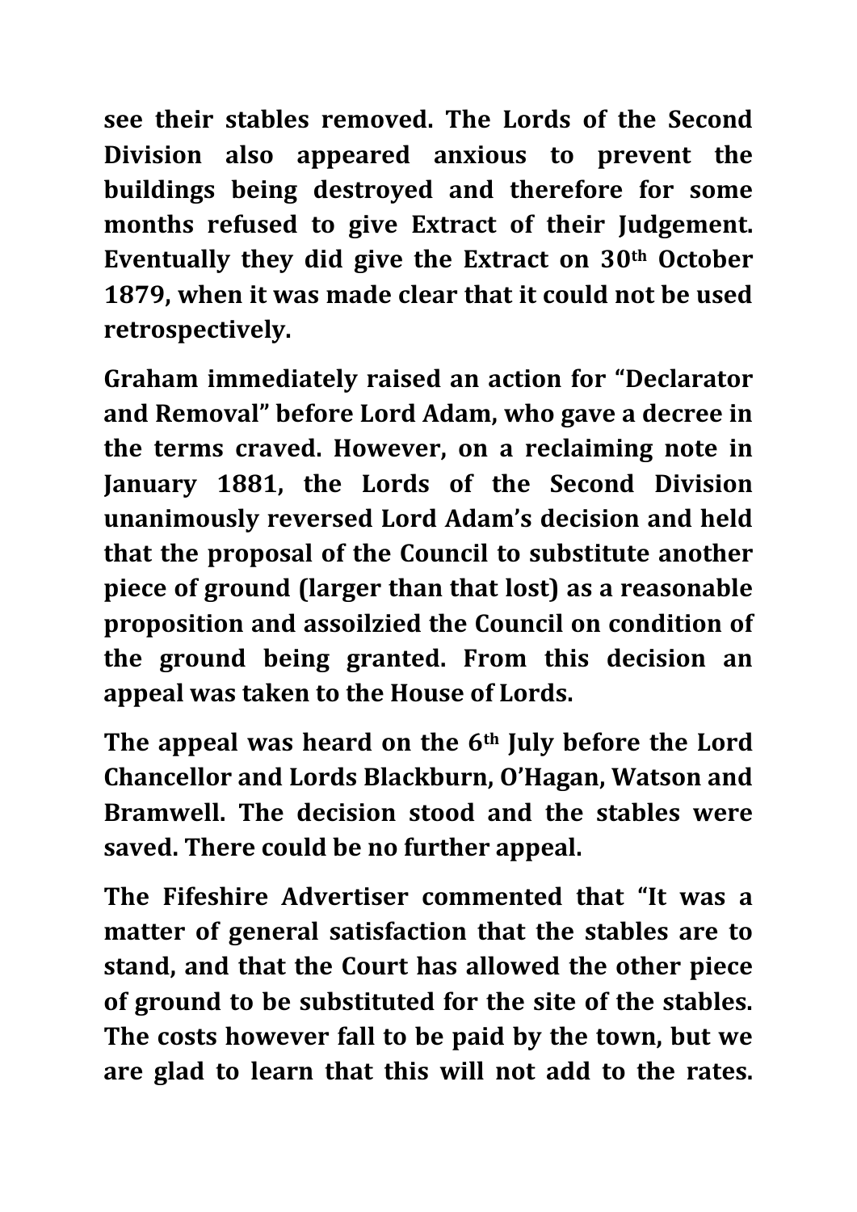**see their stables removed. The Lords of the Second Division also appeared anxious to prevent the buildings being destroyed and therefore for some months refused to give Extract of their Judgement. Eventually they did give the Extract on 30th October 1879, when it was made clear that it could not be used retrospectively.**

**Graham immediately raised an action for "Declarator and Removal" before Lord Adam, who gave a decree in the terms craved. However, on a reclaiming note in January 1881, the Lords of the Second Division unanimously reversed Lord Adam's decision and held that the proposal of the Council to substitute another piece of ground (larger than that lost) as a reasonable proposition and assoilzied the Council on condition of the ground being granted. From this decision an appeal was taken to the House of Lords.**

**The appeal was heard on the 6th July before the Lord Chancellor and Lords Blackburn, O'Hagan, Watson and Bramwell. The decision stood and the stables were saved. There could be no further appeal.**

**The Fifeshire Advertiser commented that "It was a matter of general satisfaction that the stables are to stand, and that the Court has allowed the other piece of ground to be substituted for the site of the stables. The costs however fall to be paid by the town, but we are glad to learn that this will not add to the rates.**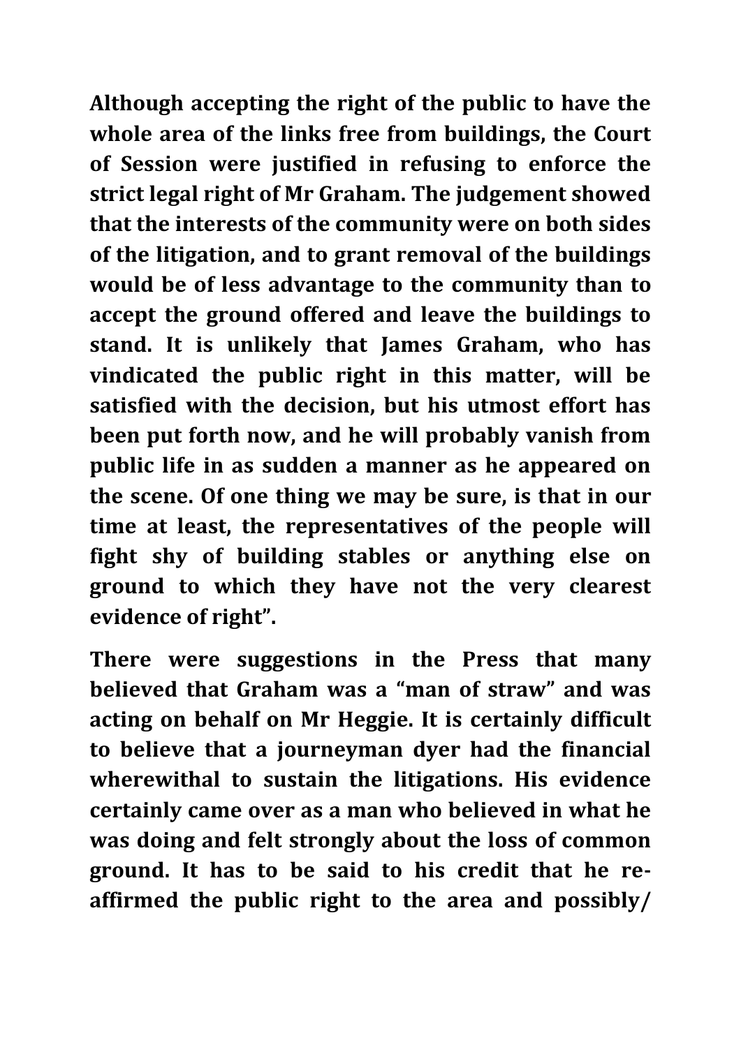**Although accepting the right of the public to have the whole area of the links free from buildings, the Court of Session were justified in refusing to enforce the strict legal right of Mr Graham. The judgement showed that the interests of the community were on both sides of the litigation, and to grant removal of the buildings would be of less advantage to the community than to accept the ground offered and leave the buildings to stand. It is unlikely that James Graham, who has vindicated the public right in this matter, will be satisfied with the decision, but his utmost effort has been put forth now, and he will probably vanish from public life in as sudden a manner as he appeared on the scene. Of one thing we may be sure, is that in our time at least, the representatives of the people will fight shy of building stables or anything else on ground to which they have not the very clearest evidence of right".**

**There were suggestions in the Press that many believed that Graham was a "man of straw" and was acting on behalf on Mr Heggie. It is certainly difficult to believe that a journeyman dyer had the financial wherewithal to sustain the litigations. His evidence certainly came over as a man who believed in what he was doing and felt strongly about the loss of common ground. It has to be said to his credit that he re-affirmed the public right to the area and possibly/**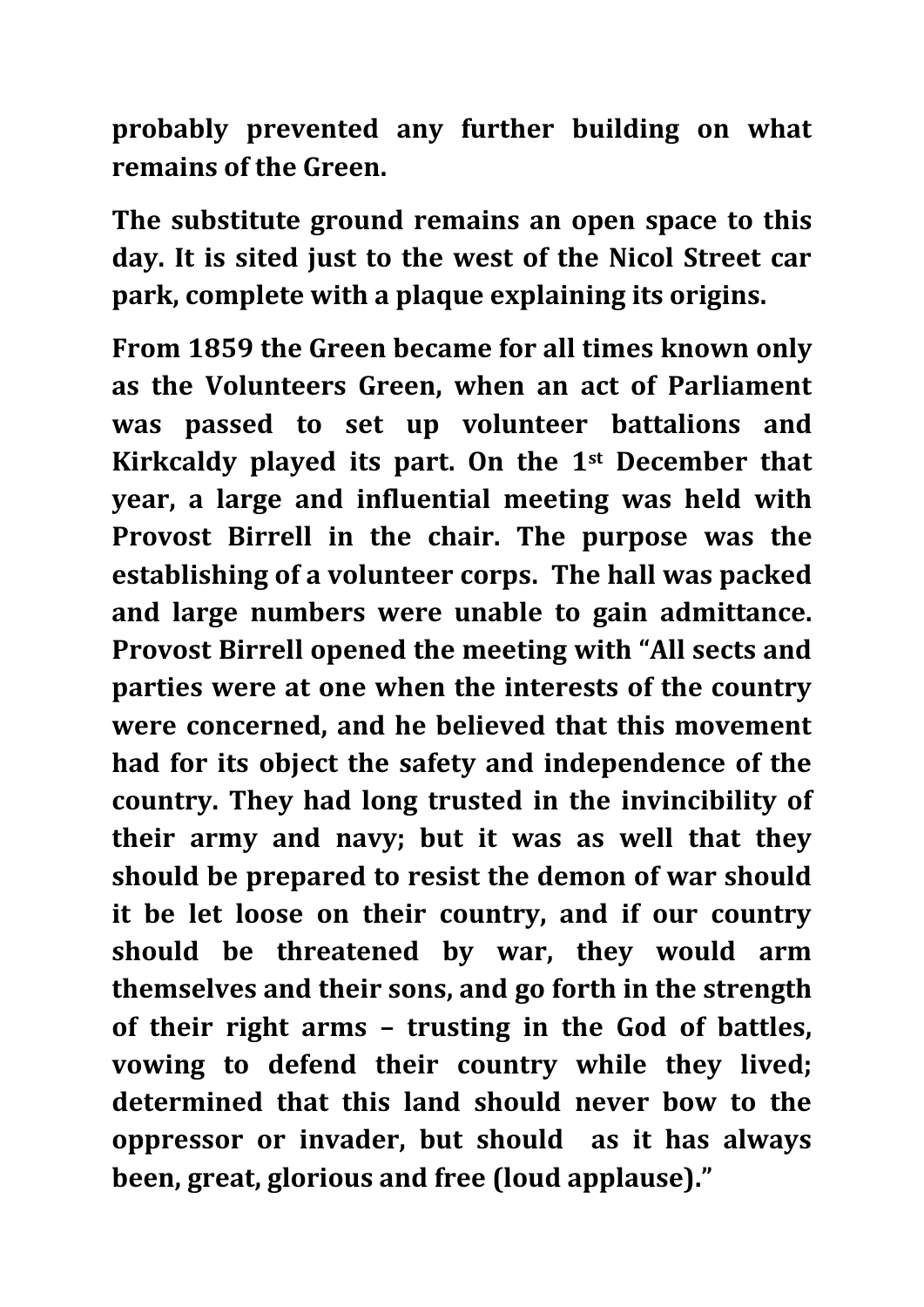**probably prevented any further building on what remains of the Green.**

**The substitute ground remains an open space to this day. It is sited just to the west of the Nicol Street car park, complete with a plaque explaining its origins.**

**From 1859 the Green became for all times known only as the Volunteers Green, when an act of Parliament was passed to set up volunteer battalions and Kirkcaldy played its part. On the 1st December that year, a large and influential meeting was held with Provost Birrell in the chair. The purpose was the establishing of a volunteer corps. The hall was packed and large numbers were unable to gain admittance. Provost Birrell opened the meeting with "All sects and parties were at one when the interests of the country were concerned, and he believed that this movement had for its object the safety and independence of the country. They had long trusted in the invincibility of their army and navy; but it was as well that they should be prepared to resist the demon of war should it be let loose on their country, and if our country should be threatened by war, they would arm themselves and their sons, and go forth in the strength of their right arms – trusting in the God of battles, vowing to defend their country while they lived; determined that this land should never bow to the oppressor or invader, but should as it has always been, great, glorious and free (loud applause)."**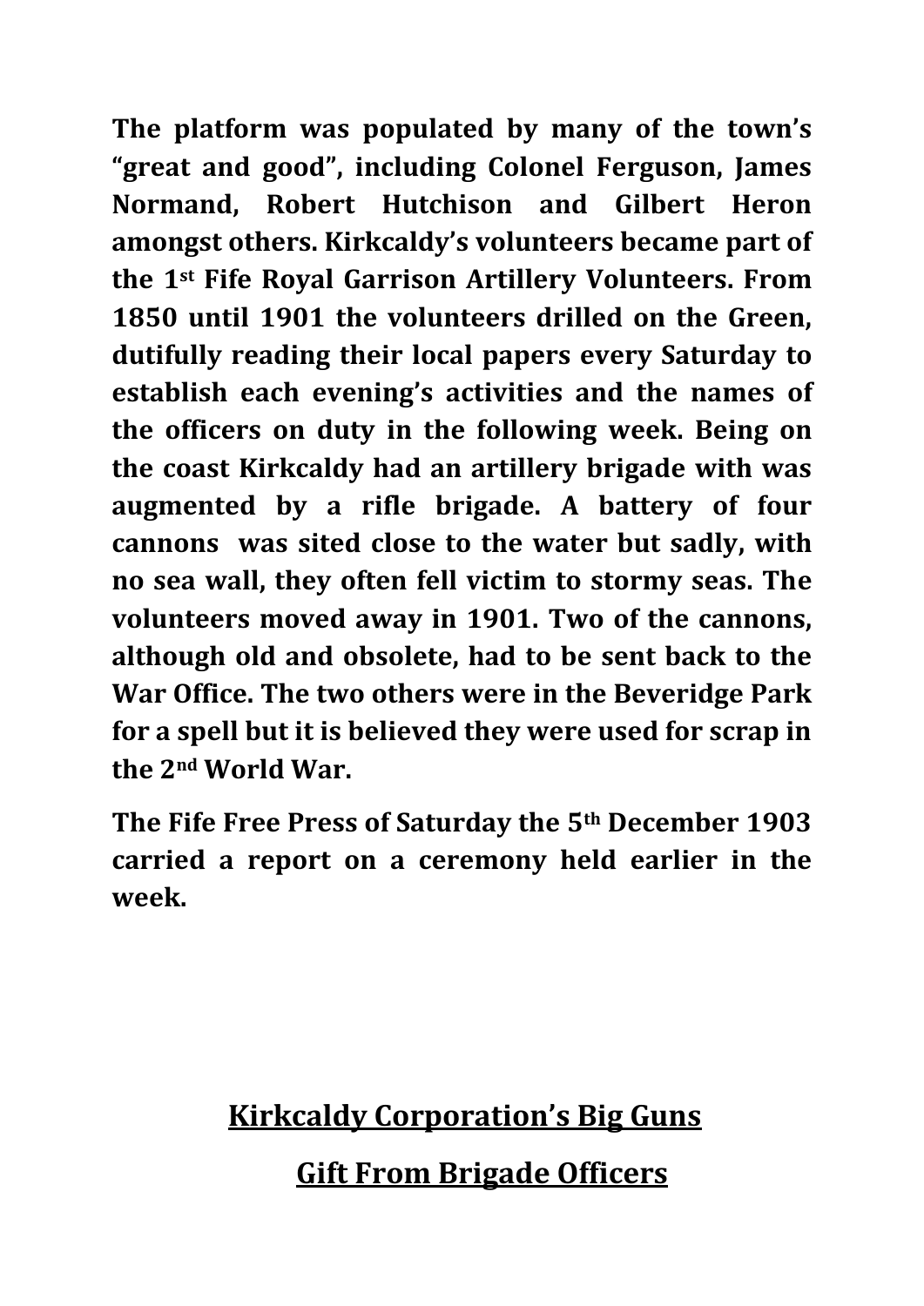**The platform was populated by many of the town's "great and good", including Colonel Ferguson, James Normand, Robert Hutchison and Gilbert Heron amongst others. Kirkcaldy's volunteers became part of the 1st Fife Royal Garrison Artillery Volunteers. From 1850 until 1901 the volunteers drilled on the Green, dutifully reading their local papers every Saturday to establish each evening's activities and the names of the officers on duty in the following week. Being on the coast Kirkcaldy had an artillery brigade with was augmented by a rifle brigade. A battery of four cannons was sited close to the water but sadly, with no sea wall, they often fell victim to stormy seas. The volunteers moved away in 1901. Two of the cannons, although old and obsolete, had to be sent back to the War Office. The two others were in the Beveridge Park for a spell but it is believed they were used for scrap in the 2nd World War.**

**The Fife Free Press of Saturday the 5th December 1903 carried a report on a ceremony held earlier in the week.**

## <u>Kirkcaldy Corporation's Big Guns</u>

## <u>Gift From Brigade Officers</u>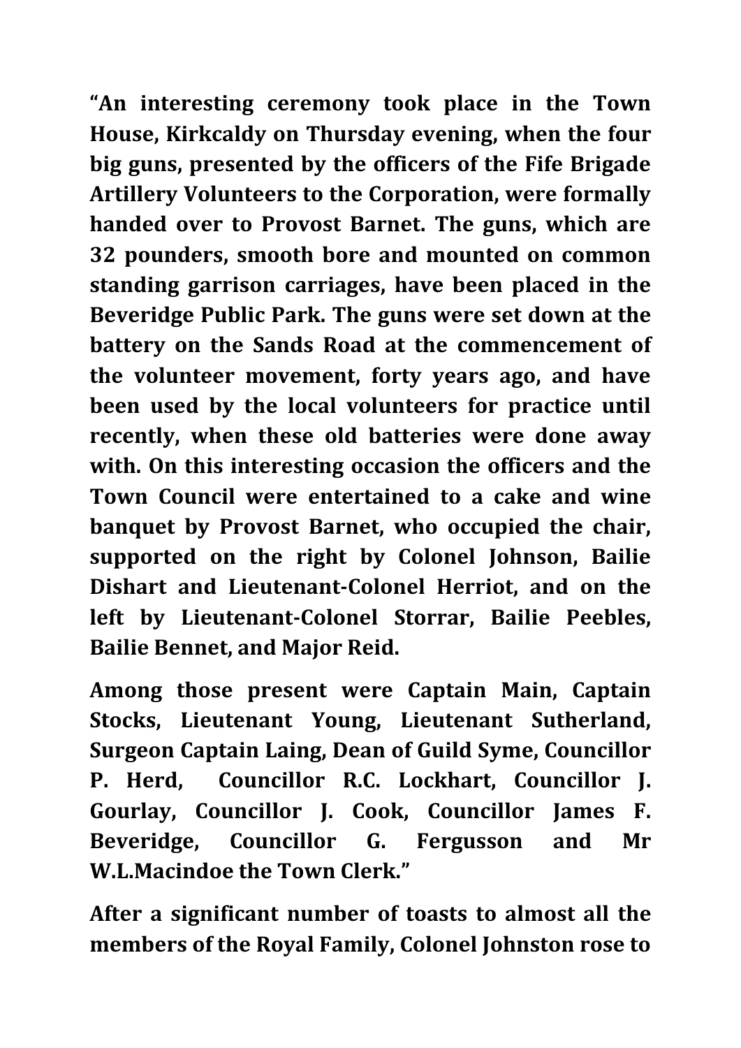**"An interesting ceremony took place in the Town House, Kirkcaldy on Thursday evening, when the four big guns, presented by the officers of the Fife Brigade Artillery Volunteers to the Corporation, were formally handed over to Provost Barnet. The guns, which are 32 pounders, smooth bore and mounted on common standing garrison carriages, have been placed in the Beveridge Public Park. The guns were set down at the battery on the Sands Road at the commencement of the volunteer movement, forty years ago, and have been used by the local volunteers for practice until recently, when these old batteries were done away with. On this interesting occasion the officers and the Town Council were entertained to a cake and wine banquet by Provost Barnet, who occupied the chair, supported on the right by Colonel Johnson, Bailie Dishart and Lieutenant-Colonel Herriot, and on the left by Lieutenant-Colonel Storrar, Bailie Peebles, Bailie Bennet, and Major Reid.**

**Among those present were Captain Main, Captain Stocks, Lieutenant Young, Lieutenant Sutherland, Surgeon Captain Laing, Dean of Guild Syme, Councillor P. Herd, Councillor R.C. Lockhart, Councillor J. Gourlay, Councillor J. Cook, Councillor James F. Beveridge, Councillor G. Fergusson and Mr W.L.Macindoe the Town Clerk."**

**After a significant number of toasts to almost all the members of the Royal Family, Colonel Johnston rose to**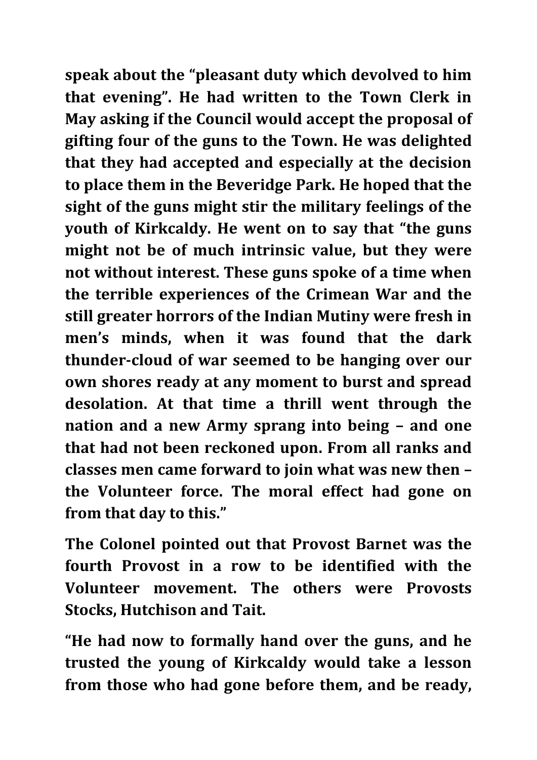**speak about the "pleasant duty which devolved to him that evening". He had written to the Town Clerk in May asking if the Council would accept the proposal of gifting four of the guns to the Town. He was delighted that they had accepted and especially at the decision to place them in the Beveridge Park. He hoped that the sight of the guns might stir the military feelings of the youth of Kirkcaldy. He went on to say that "the guns might not be of much intrinsic value, but they were not without interest. These guns spoke of a time when the terrible experiences of the Crimean War and the still greater horrors of the Indian Mutiny were fresh in men's minds, when it was found that the dark thunder-cloud of war seemed to be hanging over our own shores ready at any moment to burst and spread desolation. At that time a thrill went through the nation and a new Army sprang into being – and one that had not been reckoned upon. From all ranks and classes men came forward to join what was new then – the Volunteer force. The moral effect had gone on from that day to this."**

**The Colonel pointed out that Provost Barnet was the fourth Provost in a row to be identified with the Volunteer movement. The others were Provosts Stocks, Hutchison and Tait.**

**"He had now to formally hand over the guns, and he trusted the young of Kirkcaldy would take a lesson from those who had gone before them, and be ready,**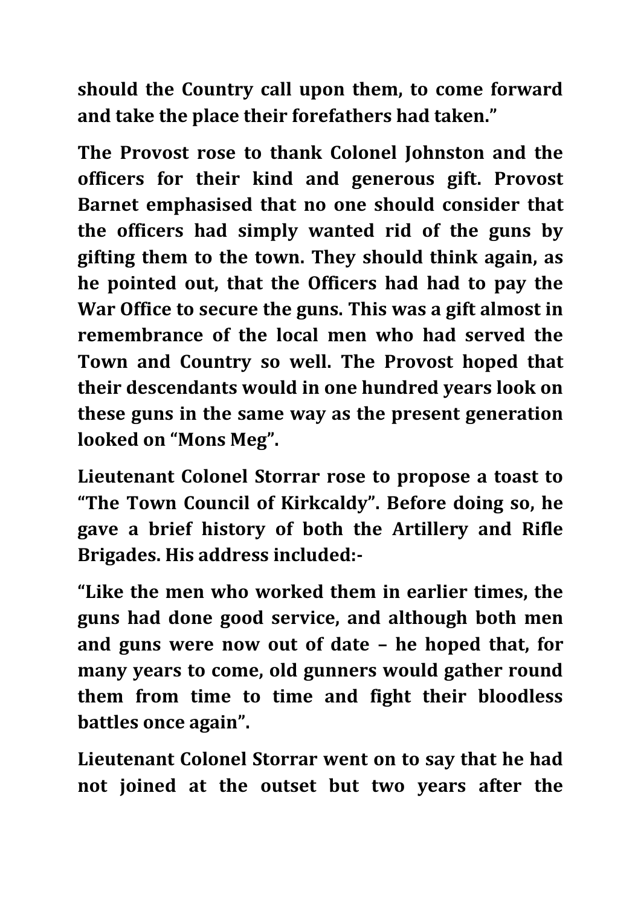**should the Country call upon them, to come forward and take the place their forefathers had taken."**

**The Provost rose to thank Colonel Johnston and the officers for their kind and generous gift. Provost Barnet emphasised that no one should consider that the officers had simply wanted rid of the guns by gifting them to the town. They should think again, as he pointed out, that the Officers had had to pay the War Office to secure the guns. This was a gift almost in remembrance of the local men who had served the Town and Country so well. The Provost hoped that their descendants would in one hundred years look on these guns in the same way as the present generation looked on "Mons Meg".**

**Lieutenant Colonel Storrar rose to propose a toast to "The Town Council of Kirkcaldy". Before doing so, he gave a brief history of both the Artillery and Rifle Brigades. His address included:-**

**"Like the men who worked them in earlier times, the guns had done good service, and although both men and guns were now out of date – he hoped that, for many years to come, old gunners would gather round them from time to time and fight their bloodless battles once again".**

**Lieutenant Colonel Storrar went on to say that he had not joined at the outset but two years after the**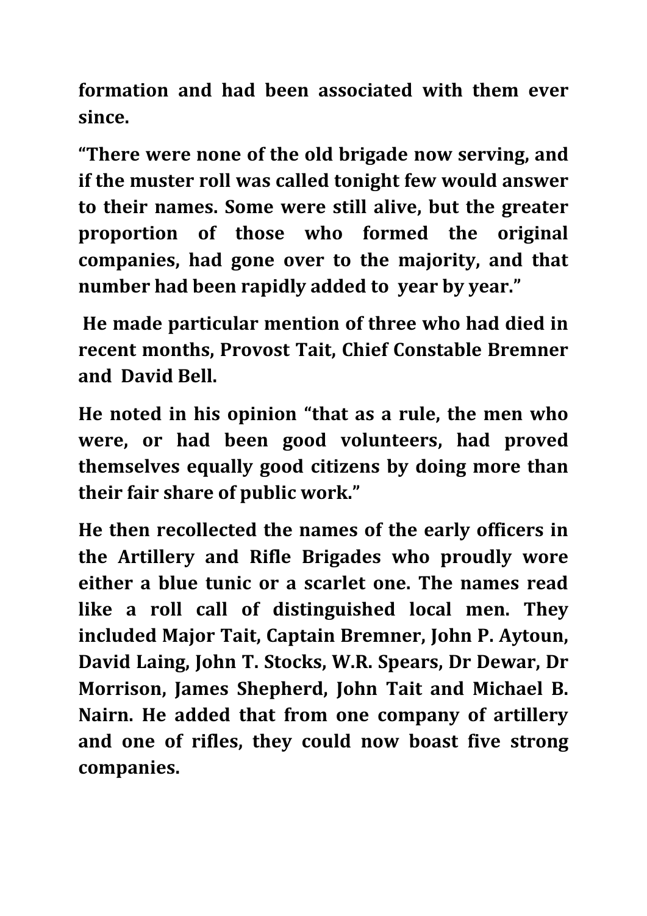**formation and had been associated with them ever since.**

**"There were none of the old brigade now serving, and if the muster roll was called tonight few would answer to their names. Some were still alive, but the greater proportion of those who formed the original companies, had gone over to the majority, and that number had been rapidly added to year by year."**

**He made particular mention of three who had died in recent months, Provost Tait, Chief Constable Bremner and David Bell.**

**He noted in his opinion "that as a rule, the men who were, or had been good volunteers, had proved themselves equally good citizens by doing more than their fair share of public work."**

**He then recollected the names of the early officers in the Artillery and Rifle Brigades who proudly wore either a blue tunic or a scarlet one. The names read like a roll call of distinguished local men. They included Major Tait, Captain Bremner, John P. Aytoun, David Laing, John T. Stocks, W.R. Spears, Dr Dewar, Dr Morrison, James Shepherd, John Tait and Michael B. Nairn. He added that from one company of artillery and one of rifles, they could now boast five strong companies.**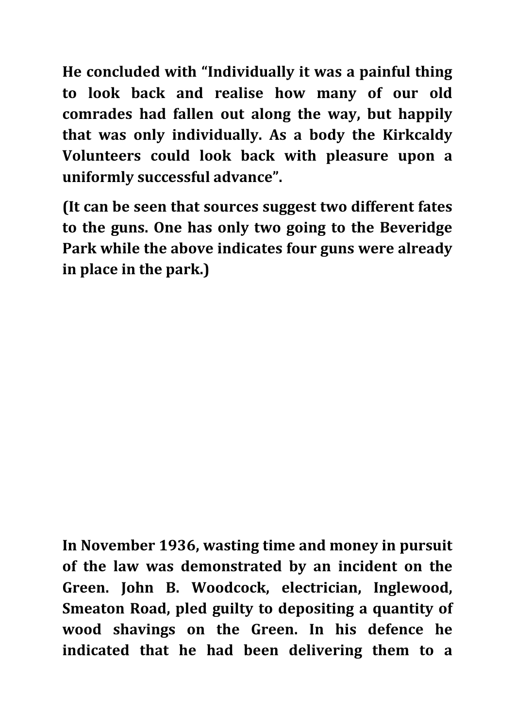**He concluded with "Individually it was a painful thing to look back and realise how many of our old comrades had fallen out along the way, but happily that was only individually. As a body the Kirkcaldy Volunteers could look back with pleasure upon a uniformly successful advance".**

**(It can be seen that sources suggest two different fates to the guns. One has only two going to the Beveridge Park while the above indicates four guns were already in place in the park.)**

**In November 1936, wasting time and money in pursuit of the law was demonstrated by an incident on the Green. John B. Woodcock, electrician, Inglewood, Smeaton Road, pled guilty to depositing a quantity of wood shavings on the Green. In his defence he indicated that he had been delivering them to a**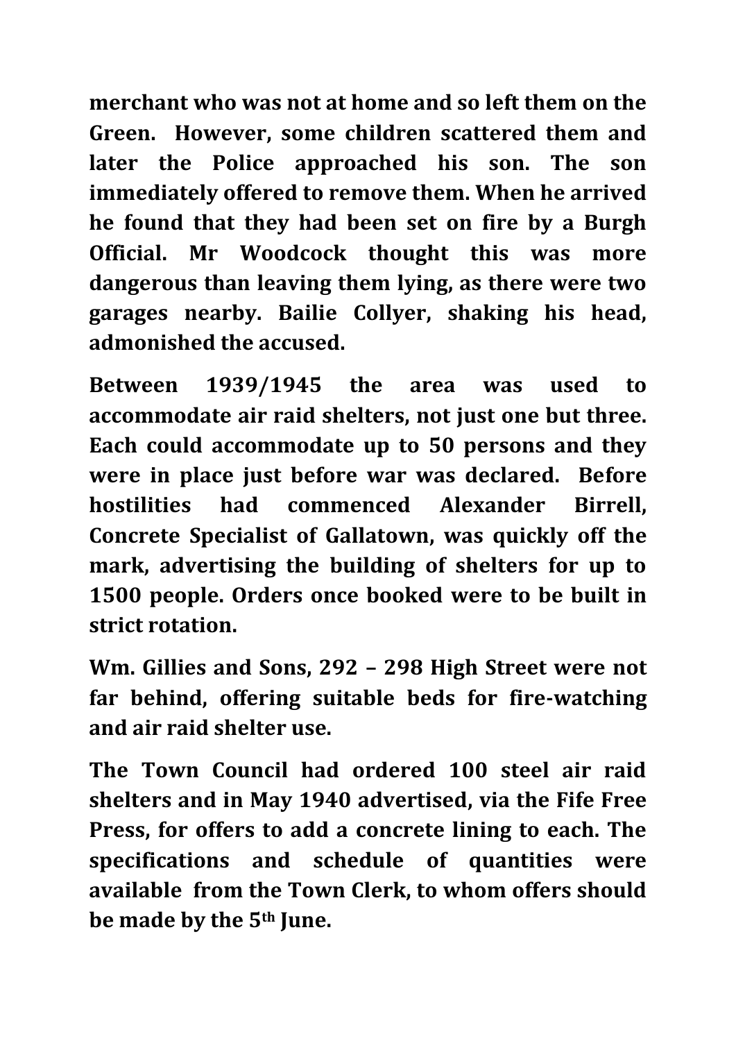**merchant who was not at home and so left them on the Green. However, some children scattered them and later the Police approached his son. The son immediately offered to remove them. When he arrived he found that they had been set on fire by a Burgh Official. Mr Woodcock thought this was more dangerous than leaving them lying, as there were two garages nearby. Bailie Collyer, shaking his head, admonished the accused.**

**Between 1939/1945 the area was used to accommodate air raid shelters, not just one but three. Each could accommodate up to 50 persons and they were in place just before war was declared. Before hostilities had commenced Alexander Birrell, Concrete Specialist of Gallatown, was quickly off the mark, advertising the building of shelters for up to 1500 people. Orders once booked were to be built in strict rotation.**

**Wm. Gillies and Sons, 292 – 298 High Street were not far behind, offering suitable beds for fire-watching and air raid shelter use.**

**The Town Council had ordered 100 steel air raid shelters and in May 1940 advertised, via the Fife Free Press, for offers to add a concrete lining to each. The specifications and schedule of quantities were available from the Town Clerk, to whom offers should be made by the 5th June.**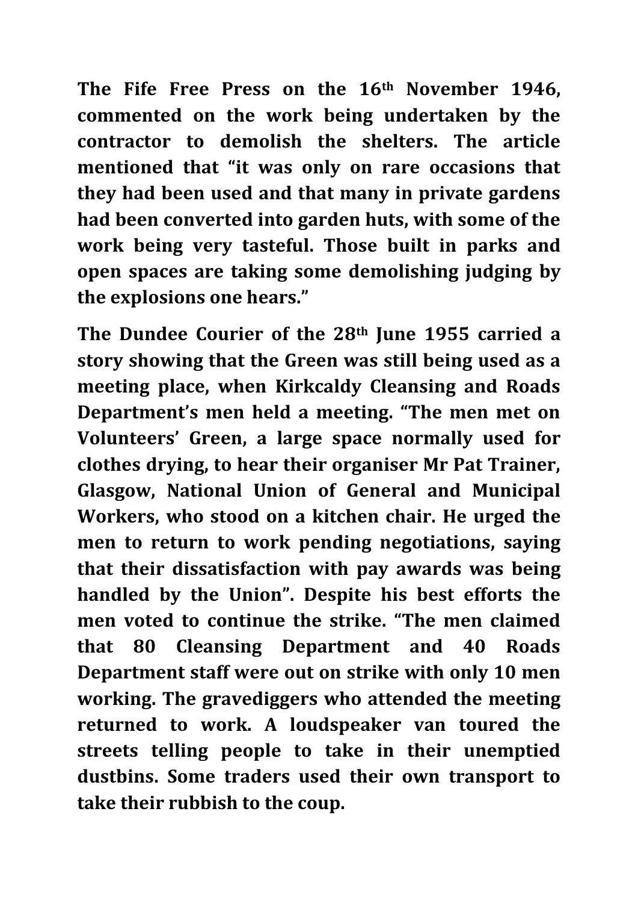**The Fife Free Press on the 16th November 1946, commented on the work being undertaken by the contractor to demolish the shelters. The article mentioned that "it was only on rare occasions that they had been used and that many in private gardens had been converted into garden huts, with some of the work being very tasteful. Those built in parks and open spaces are taking some demolishing judging by the explosions one hears."**

**The Dundee Courier of the 28th June 1955 carried a story showing that the Green was still being used as a meeting place, when Kirkcaldy Cleansing and Roads Department's men held a meeting. "The men met on Volunteers' Green, a large space normally used for clothes drying, to hear their organiser Mr Pat Trainer, Glasgow, National Union of General and Municipal Workers, who stood on a kitchen chair. He urged the men to return to work pending negotiations, saying that their dissatisfaction with pay awards was being handled by the Union". Despite his best efforts the men voted to continue the strike. "The men claimed that 80 Cleansing Department and 40 Roads Department staff were out on strike with only 10 men working. The gravediggers who attended the meeting returned to work. A loudspeaker van toured the streets telling people to take in their unemptied dustbins. Some traders used their own transport to take their rubbish to the coup.**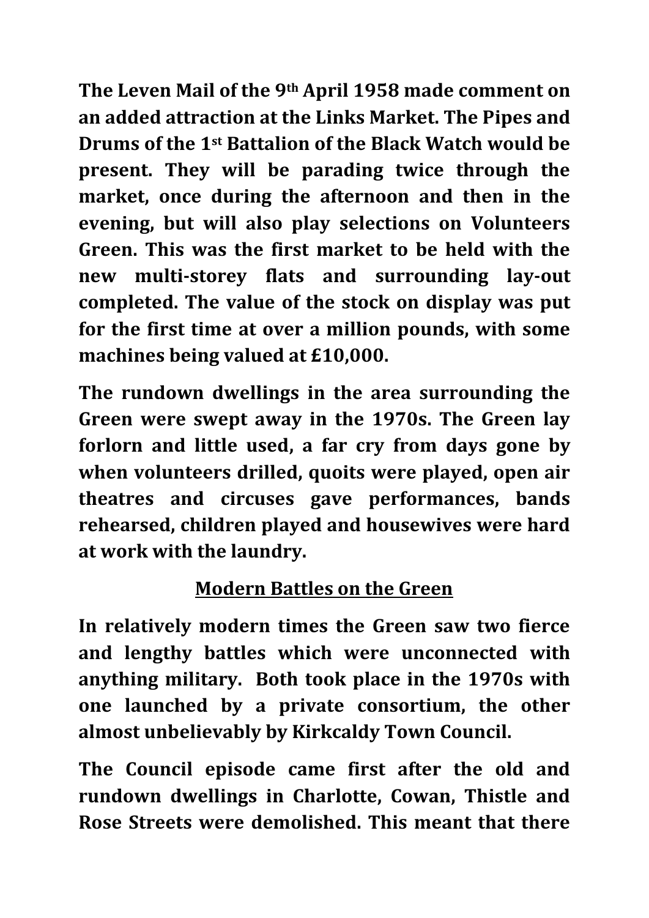**The Leven Mail of the 9th April 1958 made comment on an added attraction at the Links Market. The Pipes and Drums of the 1st Battalion of the Black Watch would be present. They will be parading twice through the market, once during the afternoon and then in the evening, but will also play selections on Volunteers Green. This was the first market to be held with the new multi-storey flats and surrounding lay-out completed. The value of the stock on display was put for the first time at over a million pounds, with some machines being valued at £10,000.**

**The rundown dwellings in the area surrounding the Green were swept away in the 1970s. The Green lay forlorn and little used, a far cry from days gone by when volunteers drilled, quoits were played, open air theatres and circuses gave performances, bands rehearsed, children played and housewives were hard at work with the laundry.**

## Modern Battles on the Green

**In relatively modern times the Green saw two fierce and lengthy battles which were unconnected with anything military. Both took place in the 1970s with one launched by a private consortium, the other almost unbelievably by Kirkcaldy Town Council.**

**The Council episode came first after the old and rundown dwellings in Charlotte, Cowan, Thistle and Rose Streets were demolished. This meant that there**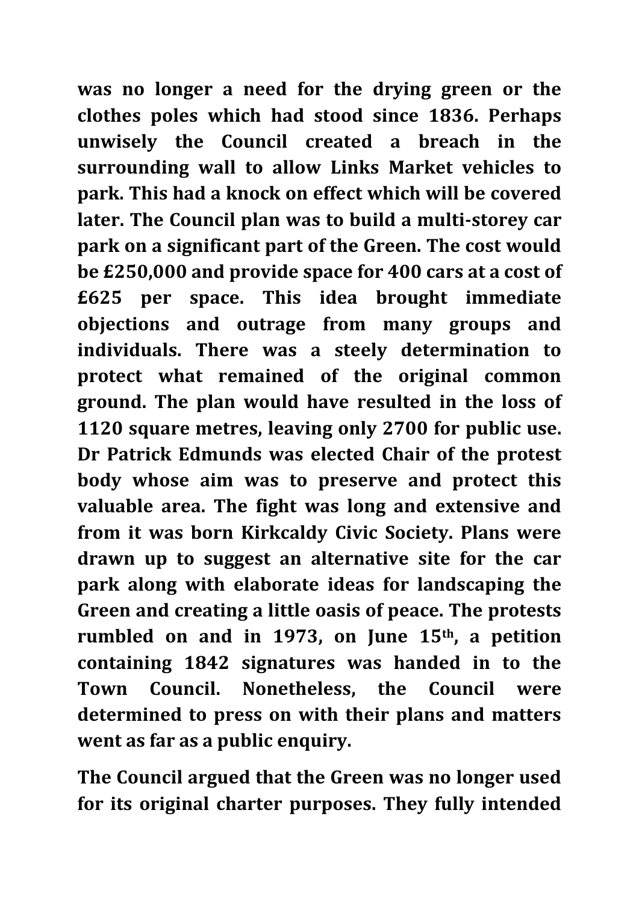**was no longer a need for the drying green or the clothes poles which had stood since 1836. Perhaps unwisely the Council created a breach in the surrounding wall to allow Links Market vehicles to park. This had a knock on effect which will be covered later. The Council plan was to build a multi-storey car park on a significant part of the Green. The cost would be £250,000 and provide space for 400 cars at a cost of £625 per space. This idea brought immediate objections and outrage from many groups and individuals. There was a steely determination to protect what remained of the original common ground. The plan would have resulted in the loss of 1120 square metres, leaving only 2700 for public use. Dr Patrick Edmunds was elected Chair of the protest body whose aim was to preserve and protect this valuable area. The fight was long and extensive and from it was born Kirkcaldy Civic Society. Plans were drawn up to suggest an alternative site for the car park along with elaborate ideas for landscaping the Green and creating a little oasis of peace. The protests rumbled on and in 1973, on June 15th, a petition containing 1842 signatures was handed in to the Town Council. Nonetheless, the Council were determined to press on with their plans and matters went as far as a public enquiry.**

**The Council argued that the Green was no longer used for its original charter purposes. They fully intended**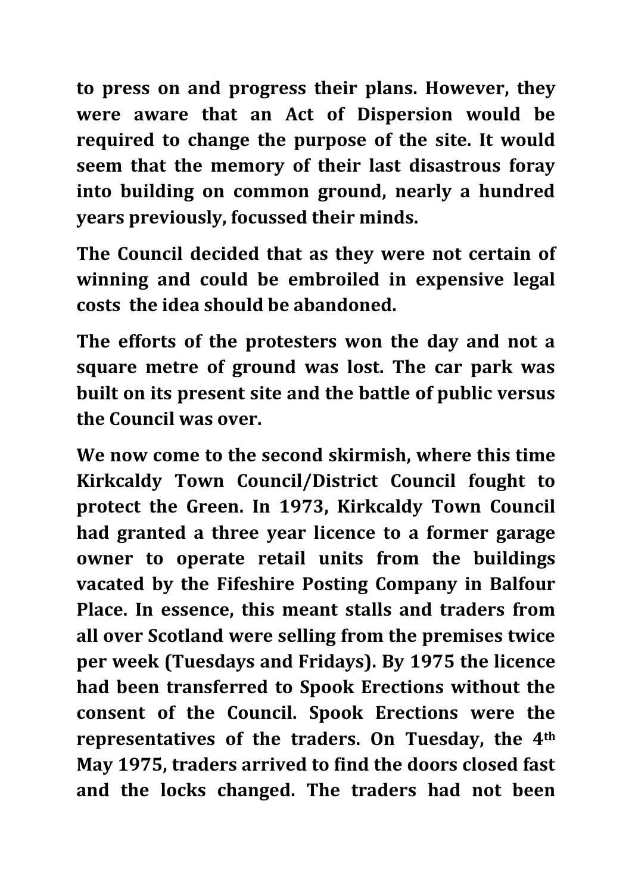**to press on and progress their plans. However, they were aware that an Act of Dispersion would be required to change the purpose of the site. It would seem that the memory of their last disastrous foray into building on common ground, nearly a hundred years previously, focussed their minds.**

**The Council decided that as they were not certain of winning and could be embroiled in expensive legal costs the idea should be abandoned.**

**The efforts of the protesters won the day and not a square metre of ground was lost. The car park was built on its present site and the battle of public versus the Council was over.**

**We now come to the second skirmish, where this time Kirkcaldy Town Council/District Council fought to protect the Green. In 1973, Kirkcaldy Town Council had granted a three year licence to a former garage owner to operate retail units from the buildings vacated by the Fifeshire Posting Company in Balfour Place. In essence, this meant stalls and traders from all over Scotland were selling from the premises twice per week (Tuesdays and Fridays). By 1975 the licence had been transferred to Spook Erections without the consent of the Council. Spook Erections were the representatives of the traders. On Tuesday, the 4th May 1975, traders arrived to find the doors closed fast and the locks changed. The traders had not been**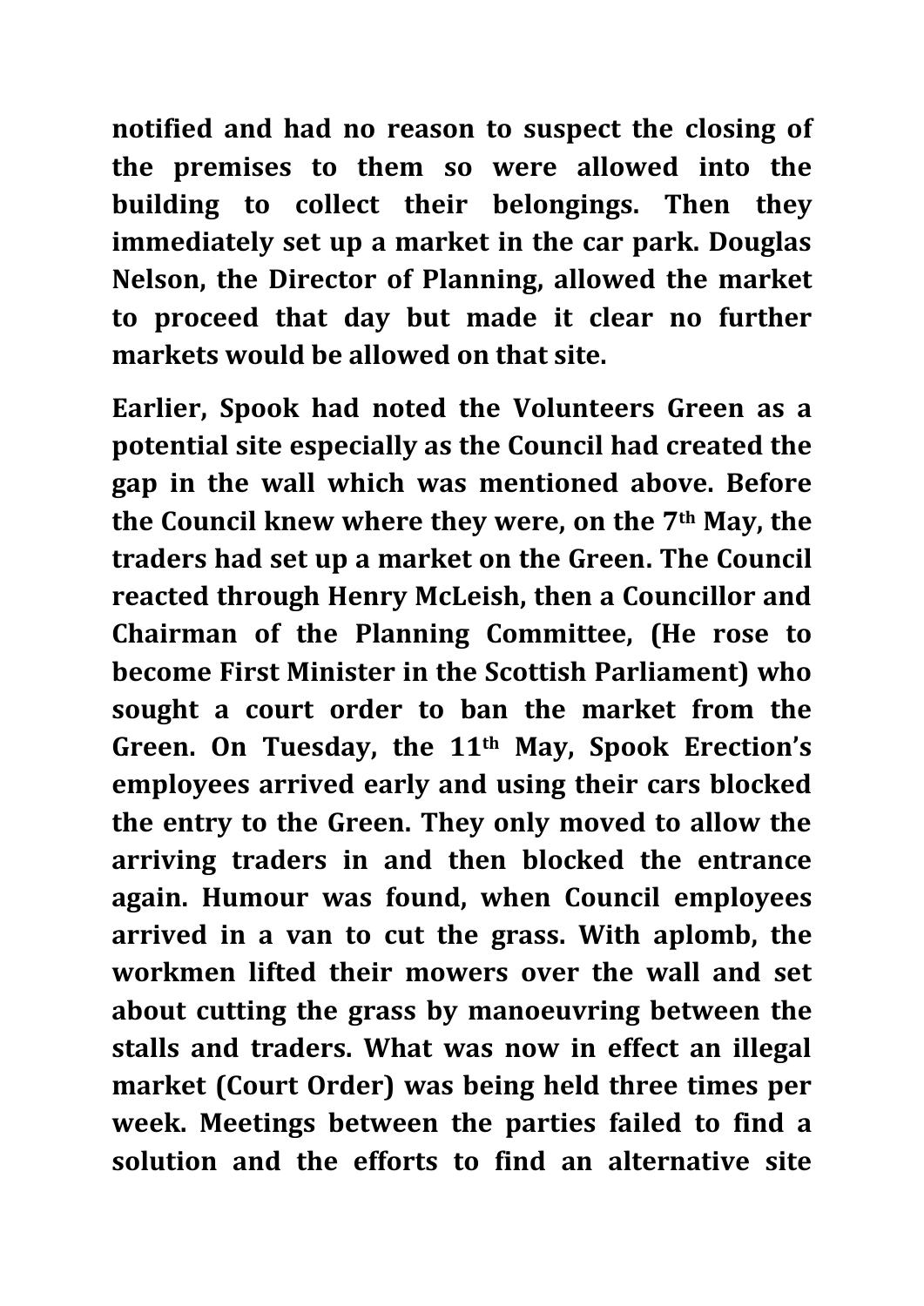**notified and had no reason to suspect the closing of the premises to them so were allowed into the building to collect their belongings. Then they immediately set up a market in the car park. Douglas Nelson, the Director of Planning, allowed the market to proceed that day but made it clear no further markets would be allowed on that site.**

**Earlier, Spook had noted the Volunteers Green as a potential site especially as the Council had created the gap in the wall which was mentioned above. Before the Council knew where they were, on the 7th May, the traders had set up a market on the Green. The Council reacted through Henry McLeish, then a Councillor and Chairman of the Planning Committee, (He rose to become First Minister in the Scottish Parliament) who sought a court order to ban the market from the Green. On Tuesday, the 11th May, Spook Erection's employees arrived early and using their cars blocked the entry to the Green. They only moved to allow the arriving traders in and then blocked the entrance again. Humour was found, when Council employees arrived in a van to cut the grass. With aplomb, the workmen lifted their mowers over the wall and set about cutting the grass by manoeuvring between the stalls and traders. What was now in effect an illegal market (Court Order) was being held three times per week. Meetings between the parties failed to find a solution and the efforts to find an alternative site**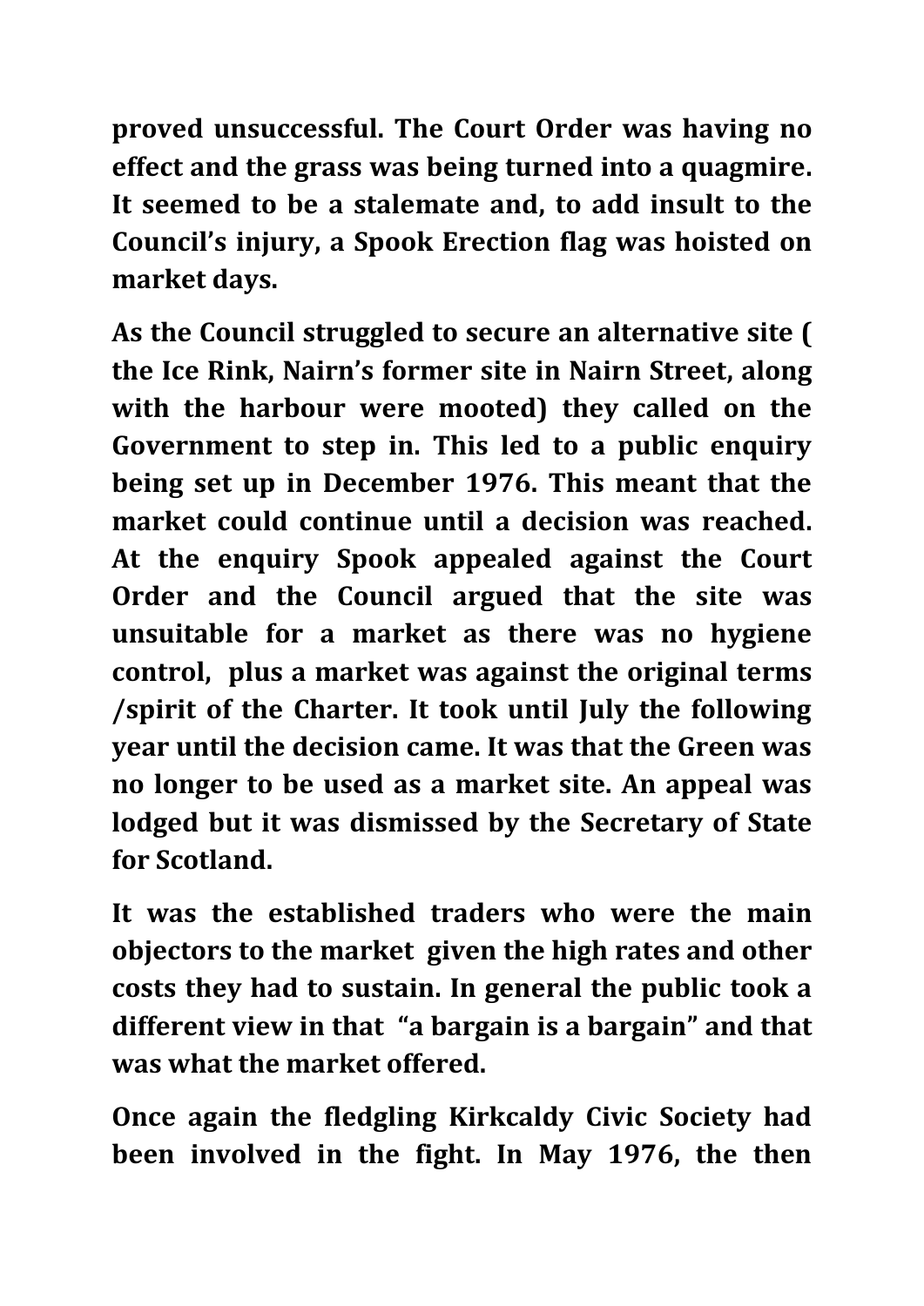**proved unsuccessful. The Court Order was having no effect and the grass was being turned into a quagmire. It seemed to be a stalemate and, to add insult to the Council's injury, a Spook Erection flag was hoisted on market days.**

**As the Council struggled to secure an alternative site ( the Ice Rink, Nairn's former site in Nairn Street, along with the harbour were mooted) they called on the Government to step in. This led to a public enquiry being set up in December 1976. This meant that the market could continue until a decision was reached. At the enquiry Spook appealed against the Court Order and the Council argued that the site was unsuitable for a market as there was no hygiene control, plus a market was against the original terms /spirit of the Charter. It took until July the following year until the decision came. It was that the Green was no longer to be used as a market site. An appeal was lodged but it was dismissed by the Secretary of State for Scotland.**

**It was the established traders who were the main objectors to the market given the high rates and other costs they had to sustain. In general the public took a different view in that "a bargain is a bargain" and that was what the market offered.**

**Once again the fledgling Kirkcaldy Civic Society had been involved in the fight. In May 1976, the then**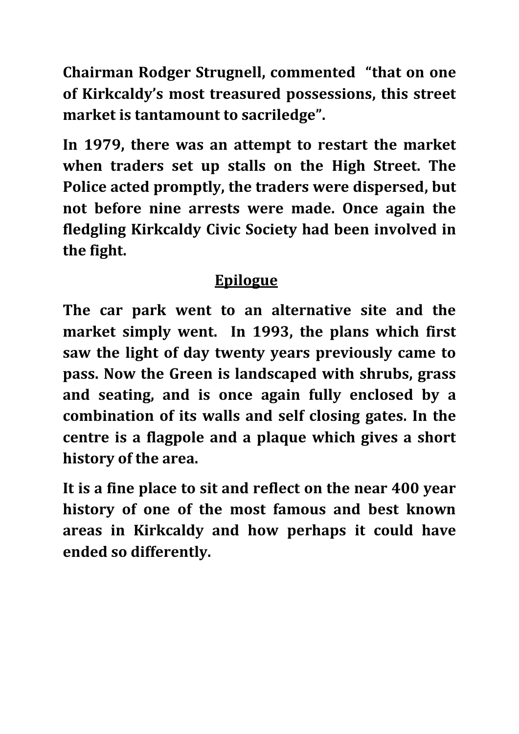**Chairman Rodger Strugnell, commented "that on one of Kirkcaldy's most treasured possessions, this street market is tantamount to sacriledge".**

**In 1979, there was an attempt to restart the market when traders set up stalls on the High Street. The Police acted promptly, the traders were dispersed, but not before nine arrests were made. Once again the fledgling Kirkcaldy Civic Society had been involved in the fight.**

## Epilogue

**The car park went to an alternative site and the market simply went. In 1993, the plans which first saw the light of day twenty years previously came to pass. Now the Green is landscaped with shrubs, grass and seating, and is once again fully enclosed by a combination of its walls and self closing gates. In the centre is a flagpole and a plaque which gives a short history of the area.**

**It is a fine place to sit and reflect on the near 400 year history of one of the most famous and best known areas in Kirkcaldy and how perhaps it could have ended so differently.**